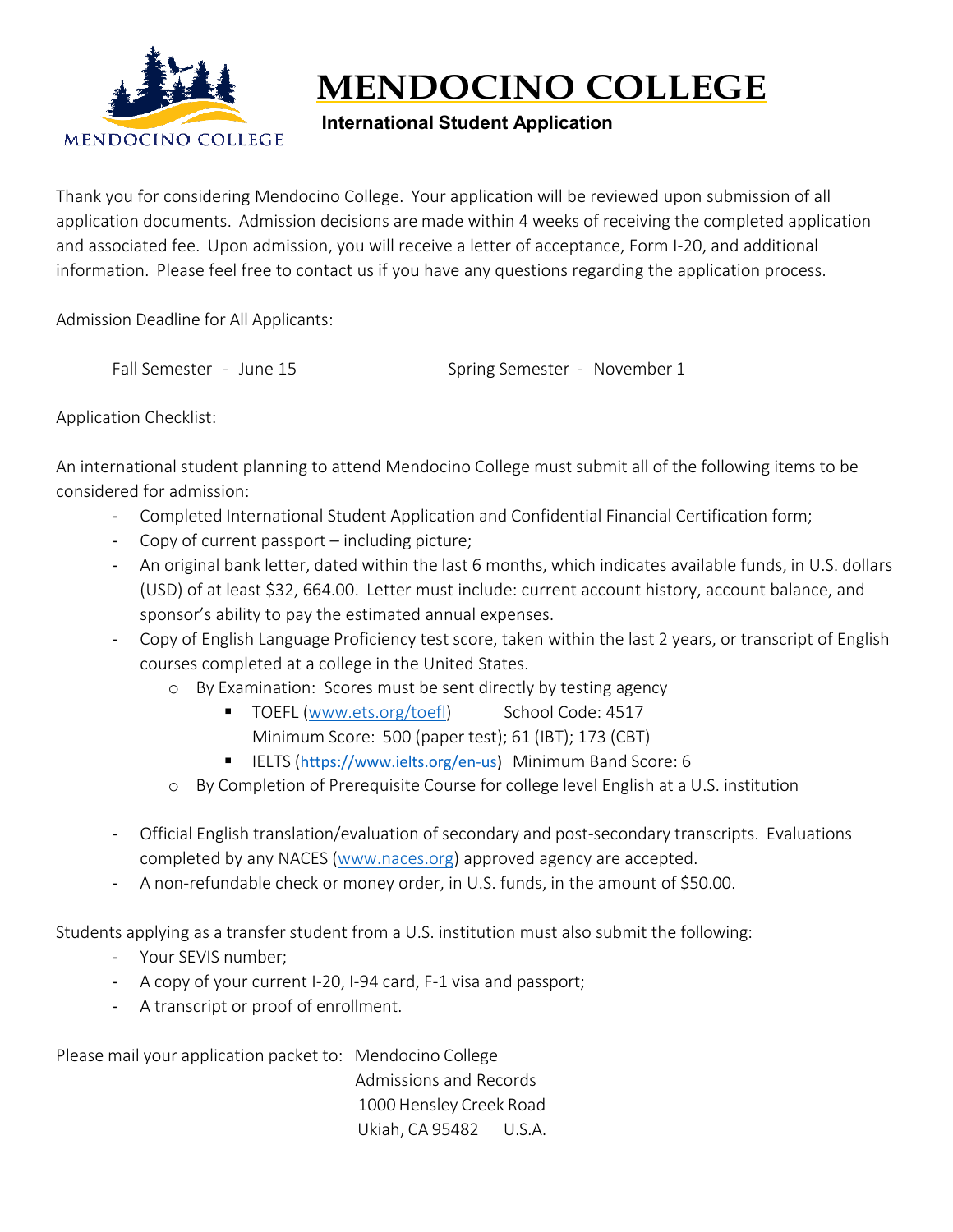# MENDOCINO COLLEGE

**International Student Application**

Thank you for considering Mendocino College. Your application will be reviewed upon submission of all application documents. Admission decisions are made within 4 weeks of receiving the completed application and associated fee. Upon admission, you will receive a letter of acceptance, Form I-20, and additional information. Please feel free to contact us if you have any questions regarding the application process.

Admission Deadline for All Applicants:

Fall Semester - June 15 Spring Semester - November 1

Application Checklist:

An international student planning to attend Mendocino College must submit all of the following items to be considered for admission:

- Completed International Student Application and Confidential Financial Certification form;
- Copy of current passport – including picture;
- An original bank letter, dated within the last 6 months, which indicates available funds, in U.S. dollars (USD) of at least $32, 664.00. Letter must include: current account history, account balance, and sponsor's ability to pay the estimated annual expenses.
- Copy of English Language Proficiency test score, taken within the last 2 years, or transcript of English courses completed at a college in the United States.
  - By Examination: Scores must be sent directly by testing agency
    - TOEFL (www.ets.org/toefl) School Code: 4517
      Minimum Score: 500 (paper test); 61 (IBT); 173 (CBT)
    - IELTS (https://www.ielts.org/en-us) Minimum Band Score: 6
  - By Completion of Prerequisite Course for college level English at a U.S. institution
- Official English translation/evaluation of secondary and post-secondary transcripts. Evaluations completed by any NACES (www.naces.org) approved agency are accepted.
- A non-refundable check or money order, in U.S. funds, in the amount of $50.00.

Students applying as a transfer student from a U.S. institution must also submit the following:

- Your SEVIS number;
- A copy of your current I-20, I-94 card, F-1 visa and passport;
- A transcript or proof of enrollment.

Please mail your application packet to: Mendocino College
Admissions and Records
1000 Hensley Creek Road
Ukiah, CA 95482 U.S.A.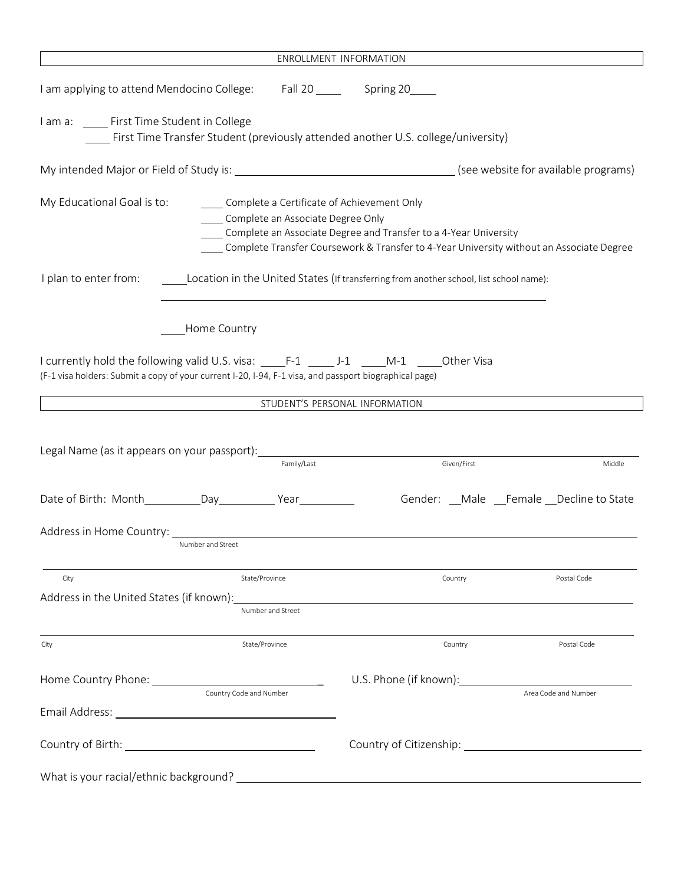## ENROLLMENT INFORMATION

I am applying to attend Mendocino College: Fall 20____ Spring 20____

I am a: ____ First Time Student in College
____ First Time Transfer Student (previously attended another U.S. college/university)

My intended Major or Field of Study is: ______________________________ (see website for available programs)

My Educational Goal is to:
- ____ Complete a Certificate of Achievement Only
- ____ Complete an Associate Degree Only
- ____ Complete an Associate Degree and Transfer to a 4-Year University
- ____ Complete Transfer Coursework & Transfer to 4-Year University without an Associate Degree

I plan to enter from: ____Location in the United States (If transferring from another school, list school name):

______________________________________________________________

____Home Country

I currently hold the following valid U.S. visa: ____F-1 ____J-1 ____M-1 ____Other Visa
(F-1 visa holders: Submit a copy of your current I-20, I-94, F-1 visa, and passport biographical page)

## STUDENT'S PERSONAL INFORMATION

Legal Name (as it appears on your passport): ______________________________
Family/Last Given/First Middle

Date of Birth: Month________Day________ Year________ Gender: __Male __Female __Decline to State

Address in Home Country: ______________________________
Number and Street

______________________________
City State/Province Country Postal Code

Address in the United States (if known): ______________________________
Number and Street

______________________________
City State/Province Country Postal Code

Home Country Phone: ______________________________ U.S. Phone (if known): ______________________________
Country Code and Number Area Code and Number

Email Address: ______________________________

Country of Birth: ______________________________ Country of Citizenship: ______________________________

What is your racial/ethnic background? ______________________________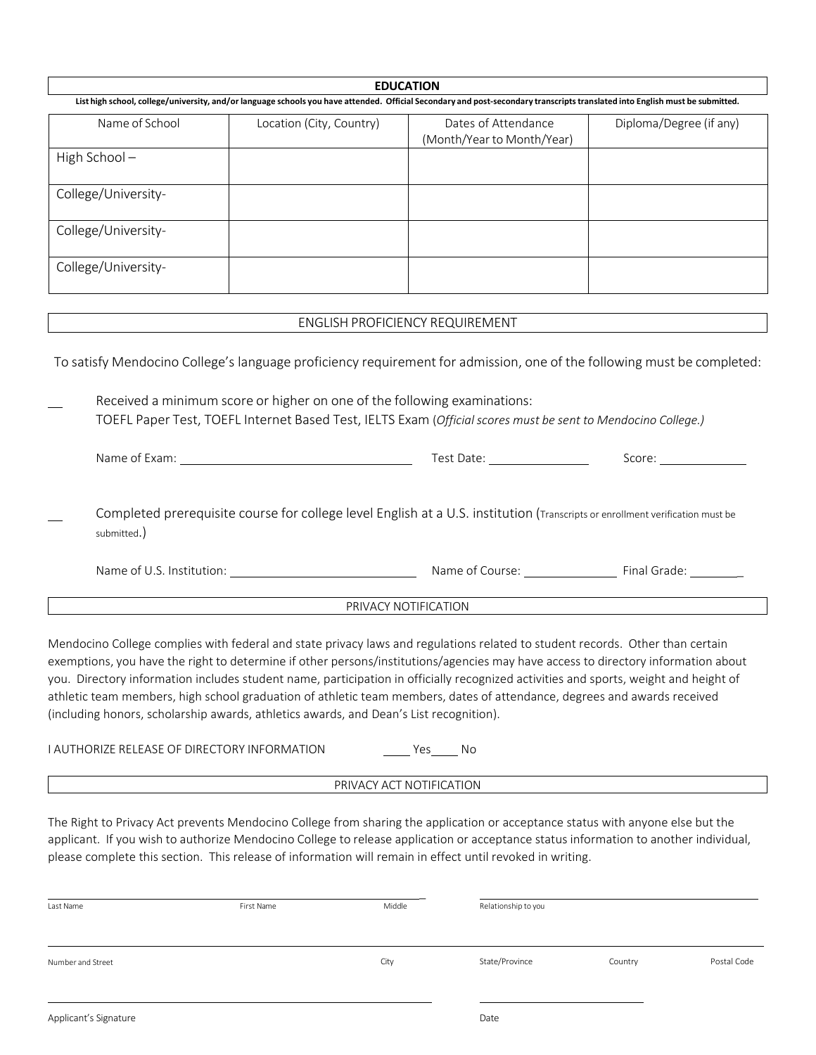## EDUCATION

**List high school, college/university, and/or language schools you have attended. Official Secondary and post-secondary transcripts translated into English must be submitted.**

| Name of School | Location (City, Country) | Dates of Attendance (Month/Year to Month/Year) | Diploma/Degree (if any) |
|---|---|---|---|
| High School – | | | |
| College/University- | | | |
| College/University- | | | |
| College/University- | | | |

## ENGLISH PROFICIENCY REQUIREMENT

To satisfy Mendocino College's language proficiency requirement for admission, one of the following must be completed:

__ Received a minimum score or higher on one of the following examinations:
TOEFL Paper Test, TOEFL Internet Based Test, IELTS Exam (*Official scores must be sent to Mendocino College.)*

Name of Exam: ____________________ Test Date: ____________ Score: ____________

__ Completed prerequisite course for college level English at a U.S. institution (Transcripts or enrollment verification must be submitted.)

Name of U.S. Institution: ____________________ Name of Course: ____________ Final Grade: ________

## PRIVACY NOTIFICATION

Mendocino College complies with federal and state privacy laws and regulations related to student records. Other than certain exemptions, you have the right to determine if other persons/institutions/agencies may have access to directory information about you. Directory information includes student name, participation in officially recognized activities and sports, weight and height of athletic team members, high school graduation of athletic team members, dates of attendance, degrees and awards received (including honors, scholarship awards, athletics awards, and Dean's List recognition).

I AUTHORIZE RELEASE OF DIRECTORY INFORMATION ____ Yes ____ No

## PRIVACY ACT NOTIFICATION

The Right to Privacy Act prevents Mendocino College from sharing the application or acceptance status with anyone else but the applicant. If you wish to authorize Mendocino College to release application or acceptance status information to another individual, please complete this section. This release of information will remain in effect until revoked in writing.

______________________________________________ ______________________________

Last Name First Name Middle Relationship to you

______________________________________________________________________________

Number and Street City State/Province Country Postal Code

______________________________________________ ______________________________

Applicant's Signature Date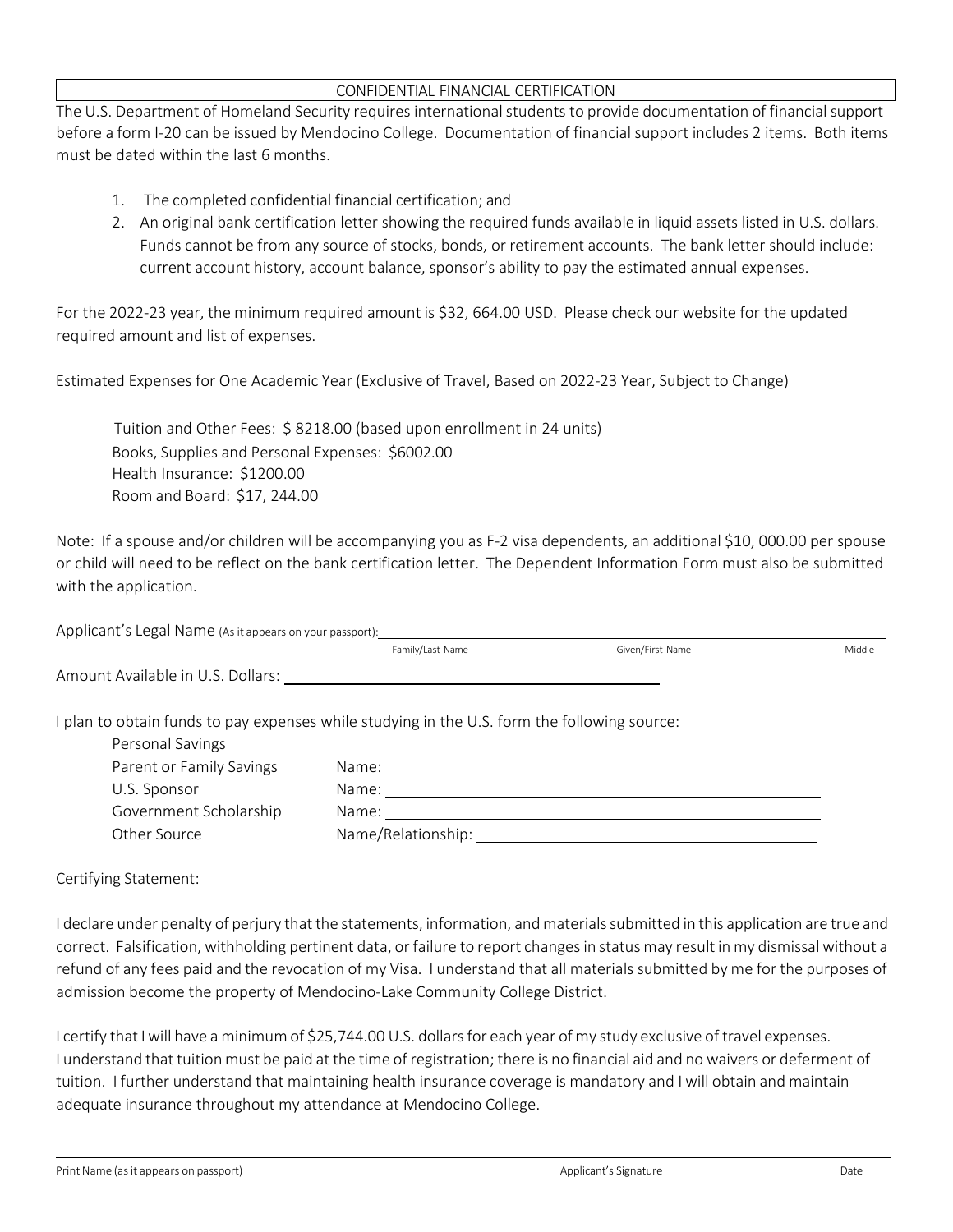## CONFIDENTIAL FINANCIAL CERTIFICATION

The U.S. Department of Homeland Security requires international students to provide documentation of financial support before a form I-20 can be issued by Mendocino College. Documentation of financial support includes 2 items. Both items must be dated within the last 6 months.

1. The completed confidential financial certification; and
2. An original bank certification letter showing the required funds available in liquid assets listed in U.S. dollars. Funds cannot be from any source of stocks, bonds, or retirement accounts. The bank letter should include: current account history, account balance, sponsor's ability to pay the estimated annual expenses.

For the 2022-23 year, the minimum required amount is $32, 664.00 USD. Please check our website for the updated required amount and list of expenses.

Estimated Expenses for One Academic Year (Exclusive of Travel, Based on 2022-23 Year, Subject to Change)

Tuition and Other Fees: $ 8218.00 (based upon enrollment in 24 units)
Books, Supplies and Personal Expenses: $6002.00
Health Insurance: $1200.00
Room and Board: $17, 244.00

Note: If a spouse and/or children will be accompanying you as F-2 visa dependents, an additional $10, 000.00 per spouse or child will need to be reflect on the bank certification letter. The Dependent Information Form must also be submitted with the application.

Applicant's Legal Name (As it appears on your passport): ______________________________________________

Family/Last Name Given/First Name Middle

Amount Available in U.S. Dollars: ______________________________

I plan to obtain funds to pay expenses while studying in the U.S. form the following source:

| | |
|---|---|
| Personal Savings | |
| Parent or Family Savings | Name: ______________________________ |
| U.S. Sponsor | Name: ______________________________ |
| Government Scholarship | Name: ______________________________ |
| Other Source | Name/Relationship: ______________________ |

Certifying Statement:

I declare under penalty of perjury that the statements, information, and materials submitted in this application are true and correct. Falsification, withholding pertinent data, or failure to report changes in status may result in my dismissal without a refund of any fees paid and the revocation of my Visa. I understand that all materials submitted by me for the purposes of admission become the property of Mendocino-Lake Community College District.

I certify that I will have a minimum of $25,744.00 U.S. dollars for each year of my study exclusive of travel expenses. I understand that tuition must be paid at the time of registration; there is no financial aid and no waivers or deferment of tuition. I further understand that maintaining health insurance coverage is mandatory and I will obtain and maintain adequate insurance throughout my attendance at Mendocino College.

______________________________________________________________________________

Print Name (as it appears on passport) Applicant's Signature Date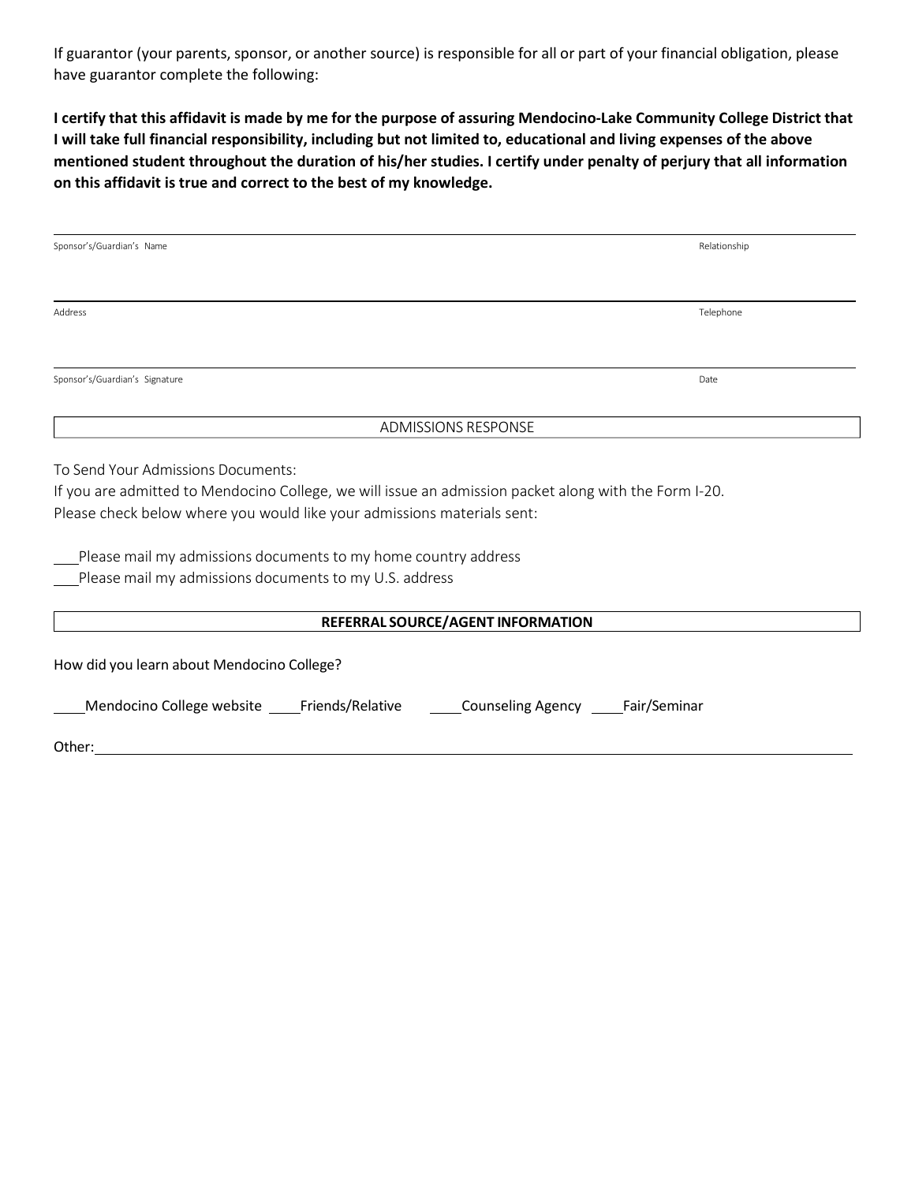If guarantor (your parents, sponsor, or another source) is responsible for all or part of your financial obligation, please have guarantor complete the following:

**I certify that this affidavit is made by me for the purpose of assuring Mendocino-Lake Community College District that I will take full financial responsibility, including but not limited to, educational and living expenses of the above mentioned student throughout the duration of his/her studies. I certify under penalty of perjury that all information on this affidavit is true and correct to the best of my knowledge.**

Sponsor's/Guardian's Name ______________________________ Relationship ______________

Address ______________________________ Telephone ______________

Sponsor's/Guardian's Signature ______________________________ Date ______________

## ADMISSIONS RESPONSE

To Send Your Admissions Documents:

If you are admitted to Mendocino College, we will issue an admission packet along with the Form I-20.

Please check below where you would like your admissions materials sent:

___Please mail my admissions documents to my home country address

___Please mail my admissions documents to my U.S. address

## REFERRAL SOURCE/AGENT INFORMATION

How did you learn about Mendocino College?

____Mendocino College website ____Friends/Relative ____Counseling Agency ____Fair/Seminar

Other: ______________________________________________